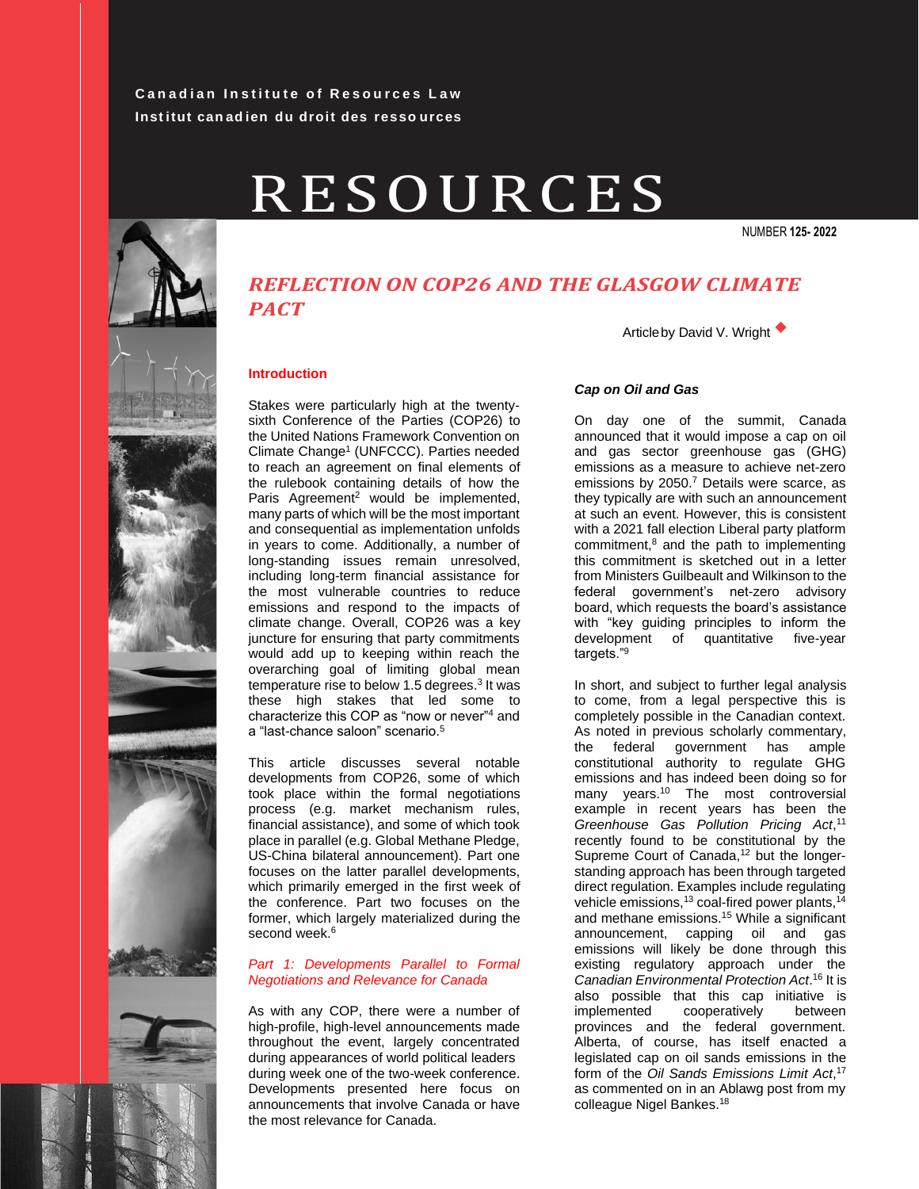Canadian Institute of Resources Law
Institut canadien du droit des ressources

# RESOURCES

NUMBER **125- 2022**

## *REFLECTION ON COP26 AND THE GLASGOW CLIMATE PACT*

Article by David V. Wright ◆

### Introduction

Stakes were particularly high at the twenty-sixth Conference of the Parties (COP26) to the United Nations Framework Convention on Climate Change[1] (UNFCCC). Parties needed to reach an agreement on final elements of the rulebook containing details of how the Paris Agreement[2] would be implemented, many parts of which will be the most important and consequential as implementation unfolds in years to come. Additionally, a number of long-standing issues remain unresolved, including long-term financial assistance for the most vulnerable countries to reduce emissions and respond to the impacts of climate change. Overall, COP26 was a key juncture for ensuring that party commitments would add up to keeping within reach the overarching goal of limiting global mean temperature rise to below 1.5 degrees.[3] It was these high stakes that led some to characterize this COP as "now or never"[4] and a "last-chance saloon" scenario.[5]

This article discusses several notable developments from COP26, some of which took place within the formal negotiations process (e.g. market mechanism rules, financial assistance), and some of which took place in parallel (e.g. Global Methane Pledge, US-China bilateral announcement). Part one focuses on the latter parallel developments, which primarily emerged in the first week of the conference. Part two focuses on the former, which largely materialized during the second week.[6]

### *Part 1: Developments Parallel to Formal Negotiations and Relevance for Canada*

As with any COP, there were a number of high-profile, high-level announcements made throughout the event, largely concentrated during appearances of world political leaders during week one of the two-week conference. Developments presented here focus on announcements that involve Canada or have the most relevance for Canada.

#### *Cap on Oil and Gas*

On day one of the summit, Canada announced that it would impose a cap on oil and gas sector greenhouse gas (GHG) emissions as a measure to achieve net-zero emissions by 2050.[7] Details were scarce, as they typically are with such an announcement at such an event. However, this is consistent with a 2021 fall election Liberal party platform commitment,[8] and the path to implementing this commitment is sketched out in a letter from Ministers Guilbeault and Wilkinson to the federal government's net-zero advisory board, which requests the board's assistance with "key guiding principles to inform the development of quantitative five-year targets."[9]

In short, and subject to further legal analysis to come, from a legal perspective this is completely possible in the Canadian context. As noted in previous scholarly commentary, the federal government has ample constitutional authority to regulate GHG emissions and has indeed been doing so for many years.[10] The most controversial example in recent years has been the *Greenhouse Gas Pollution Pricing Act*,[11] recently found to be constitutional by the Supreme Court of Canada,[12] but the longer-standing approach has been through targeted direct regulation. Examples include regulating vehicle emissions,[13] coal-fired power plants,[14] and methane emissions.[15] While a significant announcement, capping oil and gas emissions will likely be done through this existing regulatory approach under the *Canadian Environmental Protection Act*.[16] It is also possible that this cap initiative is implemented cooperatively between provinces and the federal government. Alberta, of course, has itself enacted a legislated cap on oil sands emissions in the form of the *Oil Sands Emissions Limit Act*,[17] as commented on in an Ablawg post from my colleague Nigel Bankes.[18]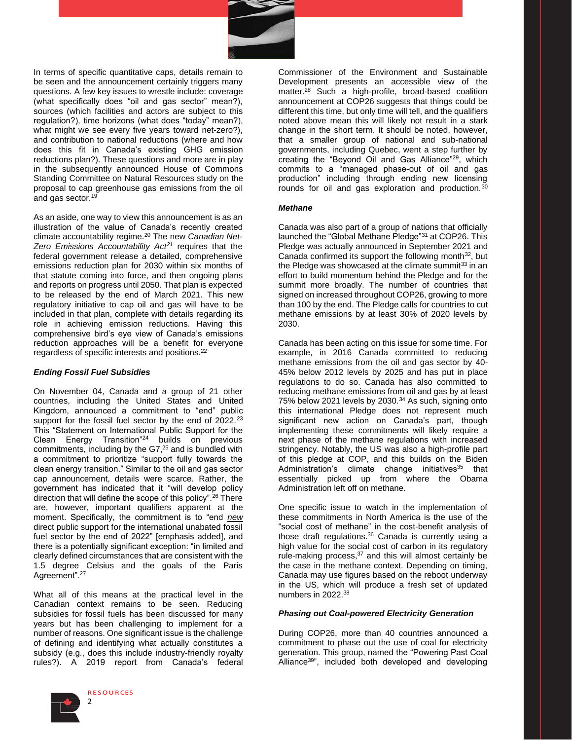In terms of specific quantitative caps, details remain to be seen and the announcement certainly triggers many questions. A few key issues to wrestle include: coverage (what specifically does "oil and gas sector" mean?), sources (which facilities and actors are subject to this regulation?), time horizons (what does "today" mean?), what might we see every five years toward net-zero?), and contribution to national reductions (where and how does this fit in Canada's existing GHG emission reductions plan?). These questions and more are in play in the subsequently announced House of Commons Standing Committee on Natural Resources study on the proposal to cap greenhouse gas emissions from the oil and gas sector.[19]

As an aside, one way to view this announcement is as an illustration of the value of Canada's recently created climate accountability regime.[20] The new *Canadian Net-Zero Emissions Accountability Act*[21] requires that the federal government release a detailed, comprehensive emissions reduction plan for 2030 within six months of that statute coming into force, and then ongoing plans and reports on progress until 2050. That plan is expected to be released by the end of March 2021. This new regulatory initiative to cap oil and gas will have to be included in that plan, complete with details regarding its role in achieving emission reductions. Having this comprehensive bird's eye view of Canada's emissions reduction approaches will be a benefit for everyone regardless of specific interests and positions.[22]

### *Ending Fossil Fuel Subsidies*

On November 04, Canada and a group of 21 other countries, including the United States and United Kingdom, announced a commitment to "end" public support for the fossil fuel sector by the end of 2022.[23] This "Statement on International Public Support for the Clean Energy Transition"[24] builds on previous commitments, including by the G7,[25] and is bundled with a commitment to prioritize "support fully towards the clean energy transition." Similar to the oil and gas sector cap announcement, details were scarce. Rather, the government has indicated that it "will develop policy direction that will define the scope of this policy".[26] There are, however, important qualifiers apparent at the moment. Specifically, the commitment is to "end ***new*** direct public support for the international unabated fossil fuel sector by the end of 2022" [emphasis added], and there is a potentially significant exception: "in limited and clearly defined circumstances that are consistent with the 1.5 degree Celsius and the goals of the Paris Agreement".[27]

What all of this means at the practical level in the Canadian context remains to be seen. Reducing subsidies for fossil fuels has been discussed for many years but has been challenging to implement for a number of reasons. One significant issue is the challenge of defining and identifying what actually constitutes a subsidy (e.g., does this include industry-friendly royalty rules?). A 2019 report from Canada's federal Commissioner of the Environment and Sustainable Development presents an accessible view of the matter.[28] Such a high-profile, broad-based coalition announcement at COP26 suggests that things could be different this time, but only time will tell, and the qualifiers noted above mean this will likely not result in a stark change in the short term. It should be noted, however, that a smaller group of national and sub-national governments, including Quebec, went a step further by creating the "Beyond Oil and Gas Alliance"[29], which commits to a "managed phase-out of oil and gas production" including through ending new licensing rounds for oil and gas exploration and production.[30]

### *Methane*

Canada was also part of a group of nations that officially launched the "Global Methane Pledge"[31] at COP26. This Pledge was actually announced in September 2021 and Canada confirmed its support the following month[32], but the Pledge was showcased at the climate summit[33] in an effort to build momentum behind the Pledge and for the summit more broadly. The number of countries that signed on increased throughout COP26, growing to more than 100 by the end. The Pledge calls for countries to cut methane emissions by at least 30% of 2020 levels by 2030.

Canada has been acting on this issue for some time. For example, in 2016 Canada committed to reducing methane emissions from the oil and gas sector by 40-45% below 2012 levels by 2025 and has put in place regulations to do so. Canada has also committed to reducing methane emissions from oil and gas by at least 75% below 2021 levels by 2030.[34] As such, signing onto this international Pledge does not represent much significant new action on Canada's part, though implementing these commitments will likely require a next phase of the methane regulations with increased stringency. Notably, the US was also a high-profile part of this pledge at COP, and this builds on the Biden Administration's climate change initiatives[35] that essentially picked up from where the Obama Administration left off on methane.

One specific issue to watch in the implementation of these commitments in North America is the use of the "social cost of methane" in the cost-benefit analysis of those draft regulations.[36] Canada is currently using a high value for the social cost of carbon in its regulatory rule-making process,[37] and this will almost certainly be the case in the methane context. Depending on timing, Canada may use figures based on the reboot underway in the US, which will produce a fresh set of updated numbers in 2022.[38]

### *Phasing out Coal-powered Electricity Generation*

During COP26, more than 40 countries announced a commitment to phase out the use of coal for electricity generation. This group, named the "Powering Past Coal Alliance[39]", included both developed and developing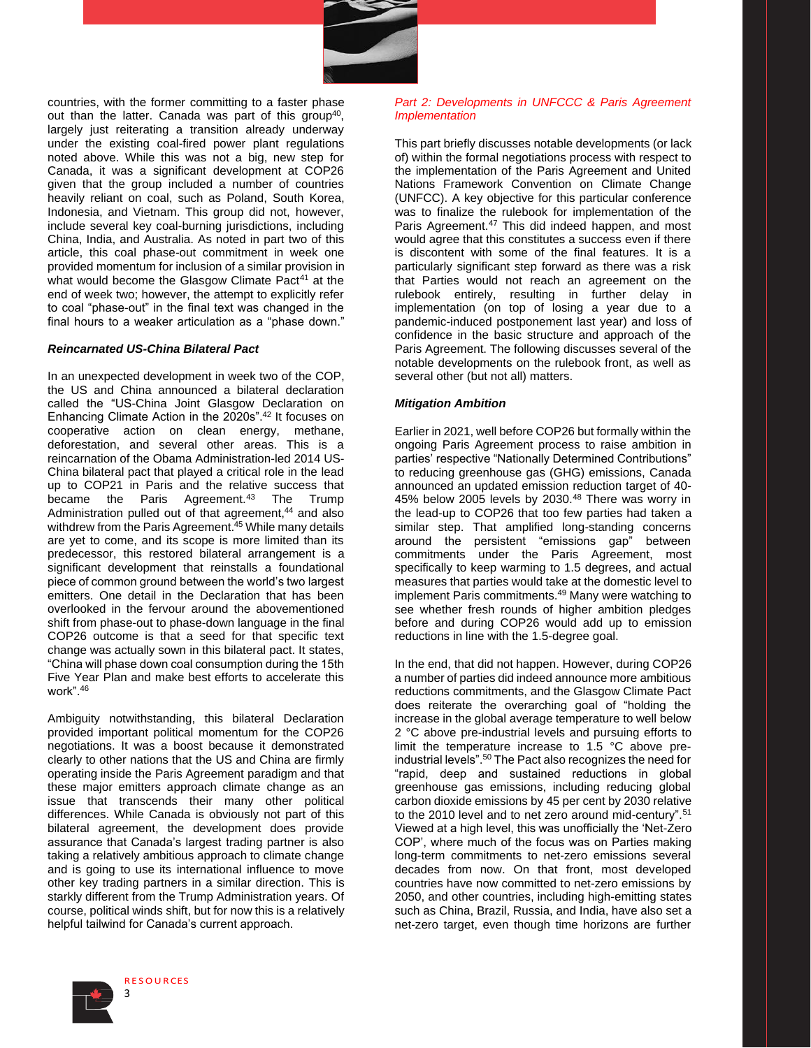countries, with the former committing to a faster phase out than the latter. Canada was part of this group[40], largely just reiterating a transition already underway under the existing coal-fired power plant regulations noted above. While this was not a big, new step for Canada, it was a significant development at COP26 given that the group included a number of countries heavily reliant on coal, such as Poland, South Korea, Indonesia, and Vietnam. This group did not, however, include several key coal-burning jurisdictions, including China, India, and Australia. As noted in part two of this article, this coal phase-out commitment in week one provided momentum for inclusion of a similar provision in what would become the Glasgow Climate Pact[41] at the end of week two; however, the attempt to explicitly refer to coal "phase-out" in the final text was changed in the final hours to a weaker articulation as a "phase down."

#### *Reincarnated US-China Bilateral Pact*

In an unexpected development in week two of the COP, the US and China announced a bilateral declaration called the "US-China Joint Glasgow Declaration on Enhancing Climate Action in the 2020s".[42] It focuses on cooperative action on clean energy, methane, deforestation, and several other areas. This is a reincarnation of the Obama Administration-led 2014 US-China bilateral pact that played a critical role in the lead up to COP21 in Paris and the relative success that became the Paris Agreement.[43] The Trump Administration pulled out of that agreement,[44] and also withdrew from the Paris Agreement.[45] While many details are yet to come, and its scope is more limited than its predecessor, this restored bilateral arrangement is a significant development that reinstalls a foundational piece of common ground between the world's two largest emitters. One detail in the Declaration that has been overlooked in the fervour around the abovementioned shift from phase-out to phase-down language in the final COP26 outcome is that a seed for that specific text change was actually sown in this bilateral pact. It states, "China will phase down coal consumption during the 15th Five Year Plan and make best efforts to accelerate this work".[46]

Ambiguity notwithstanding, this bilateral Declaration provided important political momentum for the COP26 negotiations. It was a boost because it demonstrated clearly to other nations that the US and China are firmly operating inside the Paris Agreement paradigm and that these major emitters approach climate change as an issue that transcends their many other political differences. While Canada is obviously not part of this bilateral agreement, the development does provide assurance that Canada's largest trading partner is also taking a relatively ambitious approach to climate change and is going to use its international influence to move other key trading partners in a similar direction. This is starkly different from the Trump Administration years. Of course, political winds shift, but for now this is a relatively helpful tailwind for Canada's current approach.

### *Part 2: Developments in UNFCCC & Paris Agreement Implementation*

This part briefly discusses notable developments (or lack of) within the formal negotiations process with respect to the implementation of the Paris Agreement and United Nations Framework Convention on Climate Change (UNFCCC). A key objective for this particular conference was to finalize the rulebook for implementation of the Paris Agreement.[47] This did indeed happen, and most would agree that this constitutes a success even if there is discontent with some of the final features. It is a particularly significant step forward as there was a risk that Parties would not reach an agreement on the rulebook entirely, resulting in further delay in implementation (on top of losing a year due to a pandemic-induced postponement last year) and loss of confidence in the basic structure and approach of the Paris Agreement. The following discusses several of the notable developments on the rulebook front, as well as several other (but not all) matters.

#### *Mitigation Ambition*

Earlier in 2021, well before COP26 but formally within the ongoing Paris Agreement process to raise ambition in parties' respective "Nationally Determined Contributions" to reducing greenhouse gas (GHG) emissions, Canada announced an updated emission reduction target of 40-45% below 2005 levels by 2030.[48] There was worry in the lead-up to COP26 that too few parties had taken a similar step. That amplified long-standing concerns around the persistent "emissions gap" between commitments under the Paris Agreement, most specifically to keep warming to 1.5 degrees, and actual measures that parties would take at the domestic level to implement Paris commitments.[49] Many were watching to see whether fresh rounds of higher ambition pledges before and during COP26 would add up to emission reductions in line with the 1.5-degree goal.

In the end, that did not happen. However, during COP26 a number of parties did indeed announce more ambitious reductions commitments, and the Glasgow Climate Pact does reiterate the overarching goal of "holding the increase in the global average temperature to well below 2 °C above pre-industrial levels and pursuing efforts to limit the temperature increase to 1.5 °C above pre-industrial levels".[50] The Pact also recognizes the need for "rapid, deep and sustained reductions in global greenhouse gas emissions, including reducing global carbon dioxide emissions by 45 per cent by 2030 relative to the 2010 level and to net zero around mid-century".[51] Viewed at a high level, this was unofficially the 'Net-Zero COP', where much of the focus was on Parties making long-term commitments to net-zero emissions several decades from now. On that front, most developed countries have now committed to net-zero emissions by 2050, and other countries, including high-emitting states such as China, Brazil, Russia, and India, have also set a net-zero target, even though time horizons are further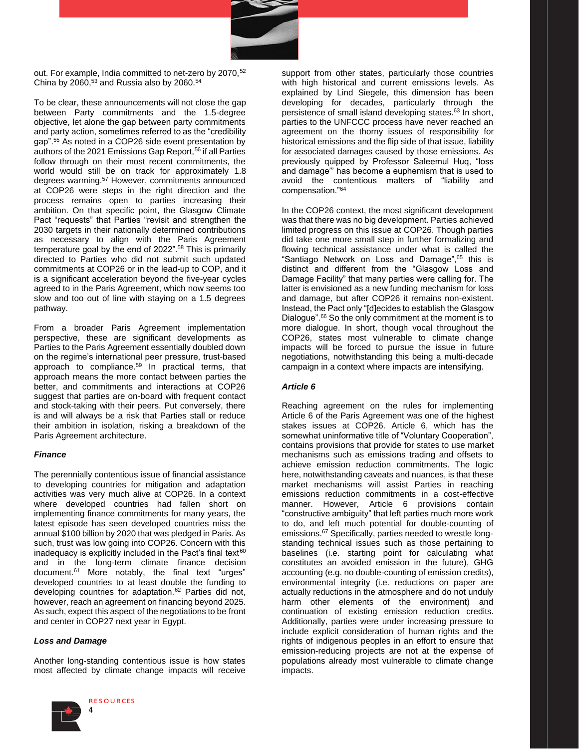out. For example, India committed to net-zero by 2070,[52] China by 2060,[53] and Russia also by 2060.[54]

To be clear, these announcements will not close the gap between Party commitments and the 1.5-degree objective, let alone the gap between party commitments and party action, sometimes referred to as the "credibility gap".[55] As noted in a COP26 side event presentation by authors of the 2021 Emissions Gap Report,[56] if all Parties follow through on their most recent commitments, the world would still be on track for approximately 1.8 degrees warming.[57] However, commitments announced at COP26 were steps in the right direction and the process remains open to parties increasing their ambition. On that specific point, the Glasgow Climate Pact "requests" that Parties "revisit and strengthen the 2030 targets in their nationally determined contributions as necessary to align with the Paris Agreement temperature goal by the end of 2022".[58] This is primarily directed to Parties who did not submit such updated commitments at COP26 or in the lead-up to COP, and it is a significant acceleration beyond the five-year cycles agreed to in the Paris Agreement, which now seems too slow and too out of line with staying on a 1.5 degrees pathway.

From a broader Paris Agreement implementation perspective, these are significant developments as Parties to the Paris Agreement essentially doubled down on the regime's international peer pressure, trust-based approach to compliance.[59] In practical terms, that approach means the more contact between parties the better, and commitments and interactions at COP26 suggest that parties are on-board with frequent contact and stock-taking with their peers. Put conversely, there is and will always be a risk that Parties stall or reduce their ambition in isolation, risking a breakdown of the Paris Agreement architecture.

### *Finance*

The perennially contentious issue of financial assistance to developing countries for mitigation and adaptation activities was very much alive at COP26. In a context where developed countries had fallen short on implementing finance commitments for many years, the latest episode has seen developed countries miss the annual $100 billion by 2020 that was pledged in Paris. As such, trust was low going into COP26. Concern with this inadequacy is explicitly included in the Pact's final text[60] and in the long-term climate finance decision document.[61] More notably, the final text "urges" developed countries to at least double the funding to developing countries for adaptation.[62] Parties did not, however, reach an agreement on financing beyond 2025. As such, expect this aspect of the negotiations to be front and center in COP27 next year in Egypt.

### *Loss and Damage*

Another long-standing contentious issue is how states most affected by climate change impacts will receive support from other states, particularly those countries with high historical and current emissions levels. As explained by Lind Siegele, this dimension has been developing for decades, particularly through the persistence of small island developing states.[63] In short, parties to the UNFCCC process have never reached an agreement on the thorny issues of responsibility for historical emissions and the flip side of that issue, liability for associated damages caused by those emissions. As previously quipped by Professor Saleemul Huq, "loss and damage"' has become a euphemism that is used to avoid the contentious matters of "liability and compensation."[64]

In the COP26 context, the most significant development was that there was no big development. Parties achieved limited progress on this issue at COP26. Though parties did take one more small step in further formalizing and flowing technical assistance under what is called the "Santiago Network on Loss and Damage",[65] this is distinct and different from the "Glasgow Loss and Damage Facility" that many parties were calling for. The latter is envisioned as a new funding mechanism for loss and damage, but after COP26 it remains non-existent. Instead, the Pact only "[d]ecides to establish the Glasgow Dialogue".[66] So the only commitment at the moment is to more dialogue. In short, though vocal throughout the COP26, states most vulnerable to climate change impacts will be forced to pursue the issue in future negotiations, notwithstanding this being a multi-decade campaign in a context where impacts are intensifying.

### *Article 6*

Reaching agreement on the rules for implementing Article 6 of the Paris Agreement was one of the highest stakes issues at COP26. Article 6, which has the somewhat uninformative title of "Voluntary Cooperation", contains provisions that provide for states to use market mechanisms such as emissions trading and offsets to achieve emission reduction commitments. The logic here, notwithstanding caveats and nuances, is that these market mechanisms will assist Parties in reaching emissions reduction commitments in a cost-effective manner. However, Article 6 provisions contain "constructive ambiguity" that left parties much more work to do, and left much potential for double-counting of emissions.[67] Specifically, parties needed to wrestle long-standing technical issues such as those pertaining to baselines (i.e. starting point for calculating what constitutes an avoided emission in the future), GHG accounting (e.g. no double-counting of emission credits), environmental integrity (i.e. reductions on paper are actually reductions in the atmosphere and do not unduly harm other elements of the environment) and continuation of existing emission reduction credits. Additionally, parties were under increasing pressure to include explicit consideration of human rights and the rights of indigenous peoples in an effort to ensure that emission-reducing projects are not at the expense of populations already most vulnerable to climate change impacts.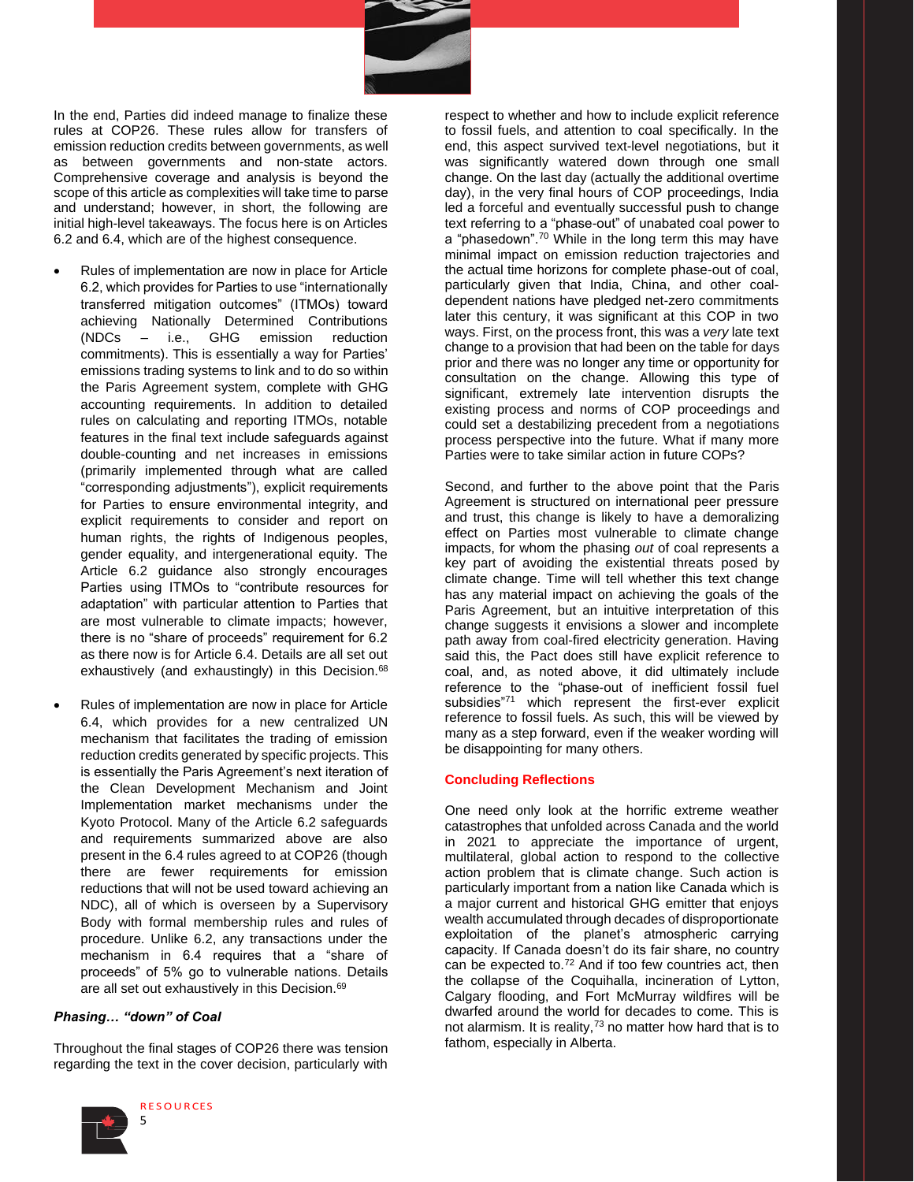In the end, Parties did indeed manage to finalize these rules at COP26. These rules allow for transfers of emission reduction credits between governments, as well as between governments and non-state actors. Comprehensive coverage and analysis is beyond the scope of this article as complexities will take time to parse and understand; however, in short, the following are initial high-level takeaways. The focus here is on Articles 6.2 and 6.4, which are of the highest consequence.

- Rules of implementation are now in place for Article 6.2, which provides for Parties to use "internationally transferred mitigation outcomes" (ITMOs) toward achieving Nationally Determined Contributions (NDCs – i.e., GHG emission reduction commitments). This is essentially a way for Parties' emissions trading systems to link and to do so within the Paris Agreement system, complete with GHG accounting requirements. In addition to detailed rules on calculating and reporting ITMOs, notable features in the final text include safeguards against double-counting and net increases in emissions (primarily implemented through what are called "corresponding adjustments"), explicit requirements for Parties to ensure environmental integrity, and explicit requirements to consider and report on human rights, the rights of Indigenous peoples, gender equality, and intergenerational equity. The Article 6.2 guidance also strongly encourages Parties using ITMOs to "contribute resources for adaptation" with particular attention to Parties that are most vulnerable to climate impacts; however, there is no "share of proceeds" requirement for 6.2 as there now is for Article 6.4. Details are all set out exhaustively (and exhaustingly) in this Decision.[68]

- Rules of implementation are now in place for Article 6.4, which provides for a new centralized UN mechanism that facilitates the trading of emission reduction credits generated by specific projects. This is essentially the Paris Agreement's next iteration of the Clean Development Mechanism and Joint Implementation market mechanisms under the Kyoto Protocol. Many of the Article 6.2 safeguards and requirements summarized above are also present in the 6.4 rules agreed to at COP26 (though there are fewer requirements for emission reductions that will not be used toward achieving an NDC), all of which is overseen by a Supervisory Body with formal membership rules and rules of procedure. Unlike 6.2, any transactions under the mechanism in 6.4 requires that a "share of proceeds" of 5% go to vulnerable nations. Details are all set out exhaustively in this Decision.[69]

### *Phasing… "down" of Coal*

Throughout the final stages of COP26 there was tension regarding the text in the cover decision, particularly with respect to whether and how to include explicit reference to fossil fuels, and attention to coal specifically. In the end, this aspect survived text-level negotiations, but it was significantly watered down through one small change. On the last day (actually the additional overtime day), in the very final hours of COP proceedings, India led a forceful and eventually successful push to change text referring to a "phase-out" of unabated coal power to a "phasedown".[70] While in the long term this may have minimal impact on emission reduction trajectories and the actual time horizons for complete phase-out of coal, particularly given that India, China, and other coal-dependent nations have pledged net-zero commitments later this century, it was significant at this COP in two ways. First, on the process front, this was a *very* late text change to a provision that had been on the table for days prior and there was no longer any time or opportunity for consultation on the change. Allowing this type of significant, extremely late intervention disrupts the existing process and norms of COP proceedings and could set a destabilizing precedent from a negotiations process perspective into the future. What if many more Parties were to take similar action in future COPs?

Second, and further to the above point that the Paris Agreement is structured on international peer pressure and trust, this change is likely to have a demoralizing effect on Parties most vulnerable to climate change impacts, for whom the phasing *out* of coal represents a key part of avoiding the existential threats posed by climate change. Time will tell whether this text change has any material impact on achieving the goals of the Paris Agreement, but an intuitive interpretation of this change suggests it envisions a slower and incomplete path away from coal-fired electricity generation. Having said this, the Pact does still have explicit reference to coal, and, as noted above, it did ultimately include reference to the "phase-out of inefficient fossil fuel subsidies"[71] which represent the first-ever explicit reference to fossil fuels. As such, this will be viewed by many as a step forward, even if the weaker wording will be disappointing for many others.

## Concluding Reflections

One need only look at the horrific extreme weather catastrophes that unfolded across Canada and the world in 2021 to appreciate the importance of urgent, multilateral, global action to respond to the collective action problem that is climate change. Such action is particularly important from a nation like Canada which is a major current and historical GHG emitter that enjoys wealth accumulated through decades of disproportionate exploitation of the planet's atmospheric carrying capacity. If Canada doesn't do its fair share, no country can be expected to.[72] And if too few countries act, then the collapse of the Coquihalla, incineration of Lytton, Calgary flooding, and Fort McMurray wildfires will be dwarfed around the world for decades to come. This is not alarmism. It is reality,[73] no matter how hard that is to fathom, especially in Alberta.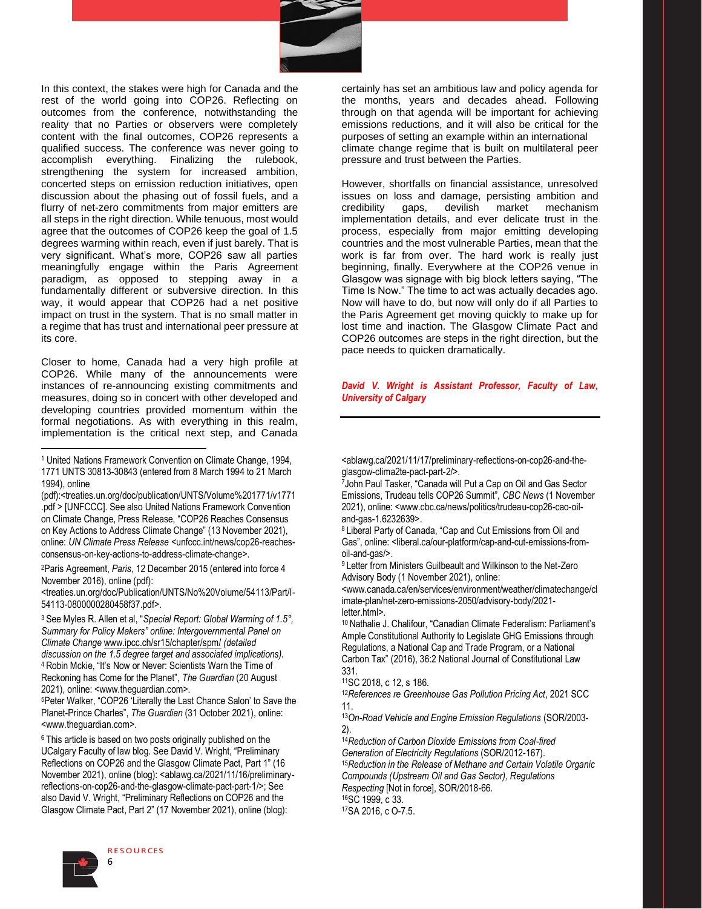In this context, the stakes were high for Canada and the rest of the world going into COP26. Reflecting on outcomes from the conference, notwithstanding the reality that no Parties or observers were completely content with the final outcomes, COP26 represents a qualified success. The conference was never going to accomplish everything. Finalizing the rulebook, strengthening the system for increased ambition, concerted steps on emission reduction initiatives, open discussion about the phasing out of fossil fuels, and a flurry of net-zero commitments from major emitters are all steps in the right direction. While tenuous, most would agree that the outcomes of COP26 keep the goal of 1.5 degrees warming within reach, even if just barely. That is very significant. What's more, COP26 saw all parties meaningfully engage within the Paris Agreement paradigm, as opposed to stepping away in a fundamentally different or subversive direction. In this way, it would appear that COP26 had a net positive impact on trust in the system. That is no small matter in a regime that has trust and international peer pressure at its core.

Closer to home, Canada had a very high profile at COP26. While many of the announcements were instances of re-announcing existing commitments and measures, doing so in concert with other developed and developing countries provided momentum within the formal negotiations. As with everything in this realm, implementation is the critical next step, and Canada certainly has set an ambitious law and policy agenda for the months, years and decades ahead. Following through on that agenda will be important for achieving emissions reductions, and it will also be critical for the purposes of setting an example within an international climate change regime that is built on multilateral peer pressure and trust between the Parties.

However, shortfalls on financial assistance, unresolved issues on loss and damage, persisting ambition and credibility gaps, devilish market mechanism implementation details, and ever delicate trust in the process, especially from major emitting developing countries and the most vulnerable Parties, mean that the work is far from over. The hard work is really just beginning, finally. Everywhere at the COP26 venue in Glasgow was signage with big block letters saying, "The Time Is Now." The time to act was actually decades ago. Now will have to do, but now will only do if all Parties to the Paris Agreement get moving quickly to make up for lost time and inaction. The Glasgow Climate Pact and COP26 outcomes are steps in the right direction, but the pace needs to quicken dramatically.

***David V. Wright is Assistant Professor, Faculty of Law, University of Calgary***

---

[1] United Nations Framework Convention on Climate Change, 1994, 1771 UNTS 30813-30843 (entered from 8 March 1994 to 21 March 1994), online (pdf):<treaties.un.org/doc/publication/UNTS/Volume%201771/v1771.pdf > [UNFCCC]. See also United Nations Framework Convention on Climate Change, Press Release, "COP26 Reaches Consensus on Key Actions to Address Climate Change" (13 November 2021), online: *UN Climate Press Release* <unfccc.int/news/cop26-reaches-consensus-on-key-actions-to-address-climate-change>.

[2] Paris Agreement, *Paris*, 12 December 2015 (entered into force 4 November 2016), online (pdf): <treaties.un.org/doc/Publication/UNTS/No%20Volume/54113/Part/I-54113-0800000280458f37.pdf>.

[3] See Myles R. Allen et al, "*Special Report: Global Warming of 1.5°, Summary for Policy Makers" online: Intergovernmental Panel on Climate Change* www.ipcc.ch/sr15/chapter/spm/ *(detailed discussion on the 1.5 degree target and associated implications).*

[4] Robin Mckie, "It's Now or Never: Scientists Warn the Time of Reckoning has Come for the Planet", *The Guardian* (20 August 2021), online: <www.theguardian.com>.

[5] Peter Walker, "COP26 'Literally the Last Chance Salon' to Save the Planet-Prince Charles", *The Guardian* (31 October 2021), online: <www.theguardian.com>.

[6] This article is based on two posts originally published on the UCalgary Faculty of law blog. See David V. Wright, "Preliminary Reflections on COP26 and the Glasgow Climate Pact, Part 1" (16 November 2021), online (blog): <ablawg.ca/2021/11/16/preliminary-reflections-on-cop26-and-the-glasgow-climate-pact-part-1/>; See also David V. Wright, "Preliminary Reflections on COP26 and the Glasgow Climate Pact, Part 2" (17 November 2021), online (blog): <ablawg.ca/2021/11/17/preliminary-reflections-on-cop26-and-the-glasgow-clima2te-pact-part-2/>.

[7] John Paul Tasker, "Canada will Put a Cap on Oil and Gas Sector Emissions, Trudeau tells COP26 Summit", *CBC News* (1 November 2021), online: <www.cbc.ca/news/politics/trudeau-cop26-cao-oil-and-gas-1.6232639>.

[8] Liberal Party of Canada, "Cap and Cut Emissions from Oil and Gas", online: <liberal.ca/our-platform/cap-and-cut-emissions-from-oil-and-gas/>.

[9] Letter from Ministers Guilbeault and Wilkinson to the Net-Zero Advisory Body (1 November 2021), online: <www.canada.ca/en/services/environment/weather/climatechange/climate-plan/net-zero-emissions-2050/advisory-body/2021-letter.html>.

[10] Nathalie J. Chalifour, "Canadian Climate Federalism: Parliament's Ample Constitutional Authority to Legislate GHG Emissions through Regulations, a National Cap and Trade Program, or a National Carbon Tax" (2016), 36:2 National Journal of Constitutional Law 331.

[11] SC 2018, c 12, s 186.

[12] *References re Greenhouse Gas Pollution Pricing Act*, 2021 SCC 11.

[13] *On-Road Vehicle and Engine Emission Regulations* (SOR/2003-2).

[14] *Reduction of Carbon Dioxide Emissions from Coal-fired Generation of Electricity Regulations* (SOR/2012-167).

[15] *Reduction in the Release of Methane and Certain Volatile Organic Compounds (Upstream Oil and Gas Sector), Regulations Respecting* [Not in force], SOR/2018-66.

[16] SC 1999, c 33.

[17] SA 2016, c O-7.5.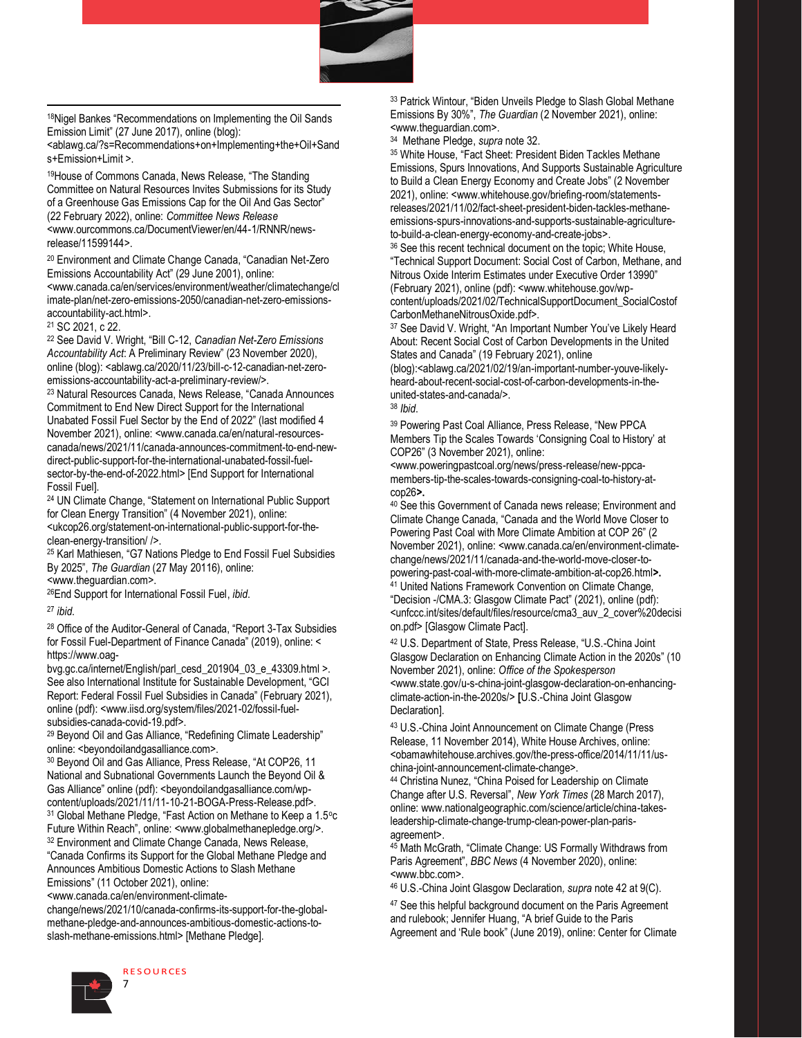[18]Nigel Bankes "Recommendations on Implementing the Oil Sands Emission Limit" (27 June 2017), online (blog): <ablawg.ca/?s=Recommendations+on+Implementing+the+Oil+Sands+Emission+Limit >.

[19]House of Commons Canada, News Release, "The Standing Committee on Natural Resources Invites Submissions for its Study of a Greenhouse Gas Emissions Cap for the Oil And Gas Sector" (22 February 2022), online: *Committee News Release* <www.ourcommons.ca/DocumentViewer/en/44-1/RNNR/news-release/11599144>.

[20] Environment and Climate Change Canada, "Canadian Net-Zero Emissions Accountability Act" (29 June 2001), online: <www.canada.ca/en/services/environment/weather/climatechange/climate-plan/net-zero-emissions-2050/canadian-net-zero-emissions-accountability-act.html>.

[21] SC 2021, c 22.

[22] See David V. Wright, "Bill C-12, *Canadian Net-Zero Emissions Accountability Act*: A Preliminary Review" (23 November 2020), online (blog): <ablawg.ca/2020/11/23/bill-c-12-canadian-net-zero-emissions-accountability-act-a-preliminary-review/>.

[23] Natural Resources Canada, News Release, "Canada Announces Commitment to End New Direct Support for the International Unabated Fossil Fuel Sector by the End of 2022" (last modified 4 November 2021), online: <www.canada.ca/en/natural-resources-canada/news/2021/11/canada-announces-commitment-to-end-new-direct-public-support-for-the-international-unabated-fossil-fuel-sector-by-the-end-of-2022.html> [End Support for International Fossil Fuel].

[24] UN Climate Change, "Statement on International Public Support for Clean Energy Transition" (4 November 2021), online: <ukcop26.org/statement-on-international-public-support-for-the-clean-energy-transition/ />.

[25] Karl Mathiesen, "G7 Nations Pledge to End Fossil Fuel Subsidies By 2025", *The Guardian* (27 May 20116), online: <www.theguardian.com>.

[26]End Support for International Fossil Fuel, *ibid*.

[27] *ibid*.

[28] Office of the Auditor-General of Canada, "Report 3-Tax Subsidies for Fossil Fuel-Department of Finance Canada" (2019), online: < https://www.oag-bvg.gc.ca/internet/English/parl_cesd_201904_03_e_43309.html >. See also International Institute for Sustainable Development, "GCI Report: Federal Fossil Fuel Subsidies in Canada" (February 2021), online (pdf): <www.iisd.org/system/files/2021-02/fossil-fuel-subsidies-canada-covid-19.pdf>.

[29] Beyond Oil and Gas Alliance, "Redefining Climate Leadership" online: <beyondoilandgasalliance.com>.

[30] Beyond Oil and Gas Alliance, Press Release, "At COP26, 11 National and Subnational Governments Launch the Beyond Oil & Gas Alliance" online (pdf): <beyondoilandgasalliance.com/wp-content/uploads/2021/11/11-10-21-BOGA-Press-Release.pdf>.

[31] Global Methane Pledge, "Fast Action on Methane to Keep a 1.5°c Future Within Reach", online: <www.globalmethanepledge.org/>.

[32] Environment and Climate Change Canada, News Release, "Canada Confirms its Support for the Global Methane Pledge and Announces Ambitious Domestic Actions to Slash Methane Emissions" (11 October 2021), online: <www.canada.ca/en/environment-climate-change/news/2021/10/canada-confirms-its-support-for-the-global-methane-pledge-and-announces-ambitious-domestic-actions-to-slash-methane-emissions.html> [Methane Pledge].

[33] Patrick Wintour, "Biden Unveils Pledge to Slash Global Methane Emissions By 30%", *The Guardian* (2 November 2021), online: <www.theguardian.com>.

[34] Methane Pledge, *supra* note 32.

[35] White House, "Fact Sheet: President Biden Tackles Methane Emissions, Spurs Innovations, And Supports Sustainable Agriculture to Build a Clean Energy Economy and Create Jobs" (2 November 2021), online: <www.whitehouse.gov/briefing-room/statements-releases/2021/11/02/fact-sheet-president-biden-tackles-methane-emissions-spurs-innovations-and-supports-sustainable-agriculture-to-build-a-clean-energy-economy-and-create-jobs>.

[36] See this recent technical document on the topic; White House, "Technical Support Document: Social Cost of Carbon, Methane, and Nitrous Oxide Interim Estimates under Executive Order 13990" (February 2021), online (pdf): <www.whitehouse.gov/wp-content/uploads/2021/02/TechnicalSupportDocument_SocialCostofCarbonMethaneNitrousOxide.pdf>.

[37] See David V. Wright, "An Important Number You've Likely Heard About: Recent Social Cost of Carbon Developments in the United States and Canada" (19 February 2021), online (blog):<ablawg.ca/2021/02/19/an-important-number-youve-likely-heard-about-recent-social-cost-of-carbon-developments-in-the-united-states-and-canada/>.

[38] *Ibid*.

[39] Powering Past Coal Alliance, Press Release, "New PPCA Members Tip the Scales Towards 'Consigning Coal to History' at COP26" (3 November 2021), online: <www.poweringpastcoal.org/news/press-release/new-ppca-members-tip-the-scales-towards-consigning-coal-to-history-at-cop26**>.**

[40] See this Government of Canada news release; Environment and Climate Change Canada, "Canada and the World Move Closer to Powering Past Coal with More Climate Ambition at COP 26" (2 November 2021), online: <www.canada.ca/en/environment-climate-change/news/2021/11/canada-and-the-world-move-closer-to-powering-past-coal-with-more-climate-ambition-at-cop26.html**>.**

[41] United Nations Framework Convention on Climate Change, "Decision -/CMA.3: Glasgow Climate Pact" (2021), online (pdf): <unfccc.int/sites/default/files/resource/cma3_auv_2_cover%20decision.pdf> [Glasgow Climate Pact].

[42] U.S. Department of State, Press Release, "U.S.-China Joint Glasgow Declaration on Enhancing Climate Action in the 2020s" (10 November 2021), online: *Office of the Spokesperson* <www.state.gov/u-s-china-joint-glasgow-declaration-on-enhancing-climate-action-in-the-2020s/> **[**U.S.-China Joint Glasgow Declaration].

[43] U.S.-China Joint Announcement on Climate Change (Press Release, 11 November 2014), White House Archives, online: <obamawhitehouse.archives.gov/the-press-office/2014/11/11/us-china-joint-announcement-climate-change>.

[44] Christina Nunez, "China Poised for Leadership on Climate Change after U.S. Reversal", *New York Times* (28 March 2017), online: www.nationalgeographic.com/science/article/china-takes-leadership-climate-change-trump-clean-power-plan-paris-agreement>.

[45] Math McGrath, "Climate Change: US Formally Withdraws from Paris Agreement", *BBC News* (4 November 2020), online: <www.bbc.com>.

[46] U.S.-China Joint Glasgow Declaration, *supra* note 42 at 9(C).

[47] See this helpful background document on the Paris Agreement and rulebook; Jennifer Huang, "A brief Guide to the Paris Agreement and 'Rule book" (June 2019), online: Center for Climate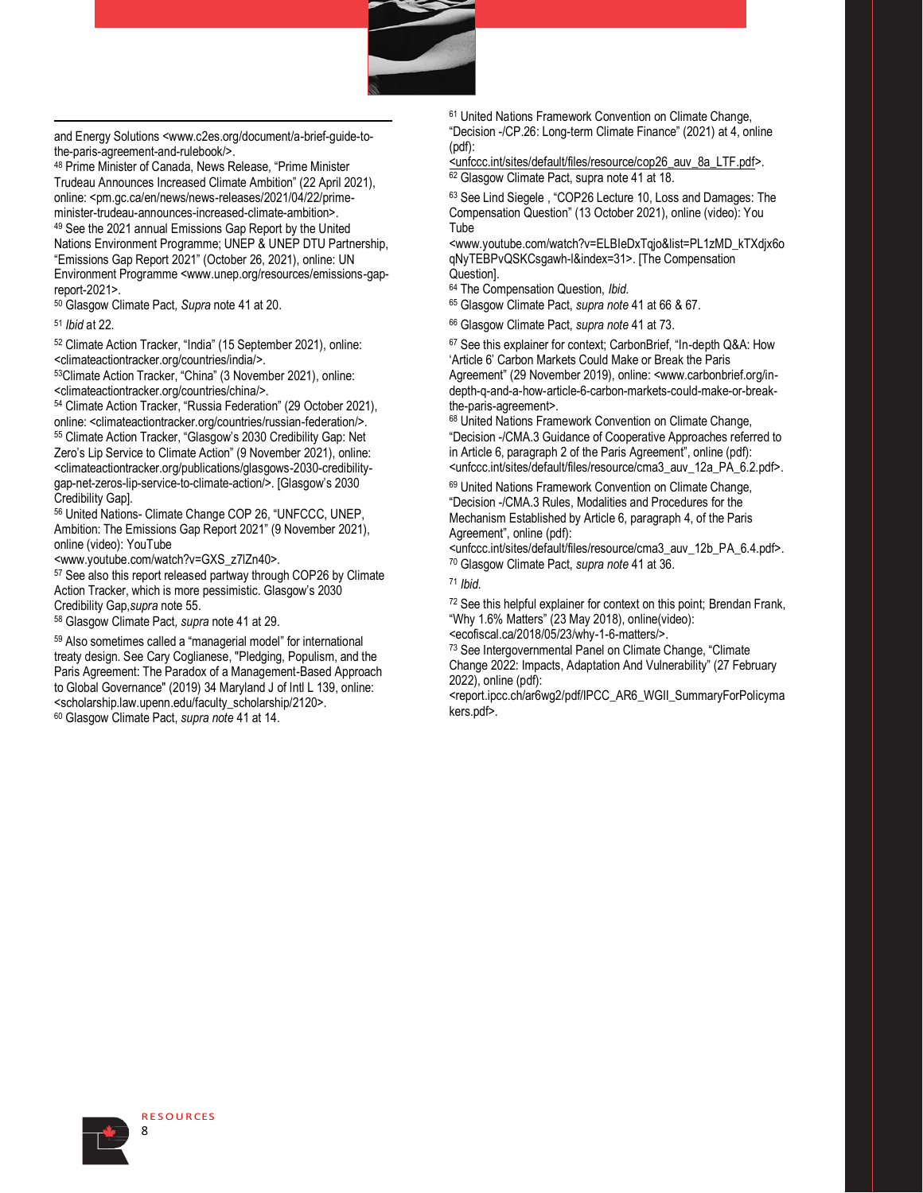and Energy Solutions <www.c2es.org/document/a-brief-guide-to-the-paris-agreement-and-rulebook/>.

[48] Prime Minister of Canada, News Release, "Prime Minister Trudeau Announces Increased Climate Ambition" (22 April 2021), online: <pm.gc.ca/en/news/news-releases/2021/04/22/prime-minister-trudeau-announces-increased-climate-ambition>.

[49] See the 2021 annual Emissions Gap Report by the United Nations Environment Programme; UNEP & UNEP DTU Partnership, "Emissions Gap Report 2021" (October 26, 2021), online: UN Environment Programme <www.unep.org/resources/emissions-gap-report-2021>.

[50] Glasgow Climate Pact, *Supra* note 41 at 20.

[51] *Ibid* at 22.

[52] Climate Action Tracker, "India" (15 September 2021), online: <climateactiontracker.org/countries/india/>.

[53] Climate Action Tracker, "China" (3 November 2021), online: <climateactiontracker.org/countries/china/>.

[54] Climate Action Tracker, "Russia Federation" (29 October 2021), online: <climateactiontracker.org/countries/russian-federation/>.

[55] Climate Action Tracker, "Glasgow's 2030 Credibility Gap: Net Zero's Lip Service to Climate Action" (9 November 2021), online: <climateactiontracker.org/publications/glasgows-2030-credibility-gap-net-zeros-lip-service-to-climate-action/>. [Glasgow's 2030 Credibility Gap].

[56] United Nations- Climate Change COP 26, "UNFCCC, UNEP, Ambition: The Emissions Gap Report 2021" (9 November 2021), online (video): YouTube <www.youtube.com/watch?v=GXS_z7lZn40>.

[57] See also this report released partway through COP26 by Climate Action Tracker, which is more pessimistic. Glasgow's 2030 Credibility Gap,*supra* note 55.

[58] Glasgow Climate Pact, *supra* note 41 at 29.

[59] Also sometimes called a "managerial model" for international treaty design. See Cary Coglianese, "Pledging, Populism, and the Paris Agreement: The Paradox of a Management-Based Approach to Global Governance" (2019) 34 Maryland J of Intl L 139, online: <scholarship.law.upenn.edu/faculty_scholarship/2120>.

[60] Glasgow Climate Pact, *supra note* 41 at 14.

[61] United Nations Framework Convention on Climate Change, "Decision -/CP.26: Long-term Climate Finance" (2021) at 4, online (pdf): <unfccc.int/sites/default/files/resource/cop26_auv_8a_LTF.pdf>.

[62] Glasgow Climate Pact, supra note 41 at 18.

[63] See Lind Siegele , "COP26 Lecture 10, Loss and Damages: The Compensation Question" (13 October 2021), online (video): You Tube <www.youtube.com/watch?v=ELBIeDxTqjo&list=PL1zMD_kTXdjx6oqNyTEBPvQSKCsgawh-l&index=31>. [The Compensation Question].

[64] The Compensation Question, *Ibid.*

[65] Glasgow Climate Pact, *supra note* 41 at 66 & 67.

[66] Glasgow Climate Pact, *supra note* 41 at 73.

[67] See this explainer for context; CarbonBrief, "In-depth Q&A: How 'Article 6' Carbon Markets Could Make or Break the Paris Agreement" (29 November 2019), online: <www.carbonbrief.org/in-depth-q-and-a-how-article-6-carbon-markets-could-make-or-break-the-paris-agreement>.

[68] United Nations Framework Convention on Climate Change, "Decision -/CMA.3 Guidance of Cooperative Approaches referred to in Article 6, paragraph 2 of the Paris Agreement", online (pdf): <unfccc.int/sites/default/files/resource/cma3_auv_12a_PA_6.2.pdf>.

[69] United Nations Framework Convention on Climate Change, "Decision -/CMA.3 Rules, Modalities and Procedures for the Mechanism Established by Article 6, paragraph 4, of the Paris Agreement", online (pdf): <unfccc.int/sites/default/files/resource/cma3_auv_12b_PA_6.4.pdf>.

[70] Glasgow Climate Pact, *supra note* 41 at 36.

[71] *Ibid.*

[72] See this helpful explainer for context on this point; Brendan Frank, "Why 1.6% Matters" (23 May 2018), online(video): <ecofiscal.ca/2018/05/23/why-1-6-matters/>.

[73] See Intergovernmental Panel on Climate Change, "Climate Change 2022: Impacts, Adaptation And Vulnerability" (27 February 2022), online (pdf): <report.ipcc.ch/ar6wg2/pdf/IPCC_AR6_WGII_SummaryForPolicymakers.pdf>.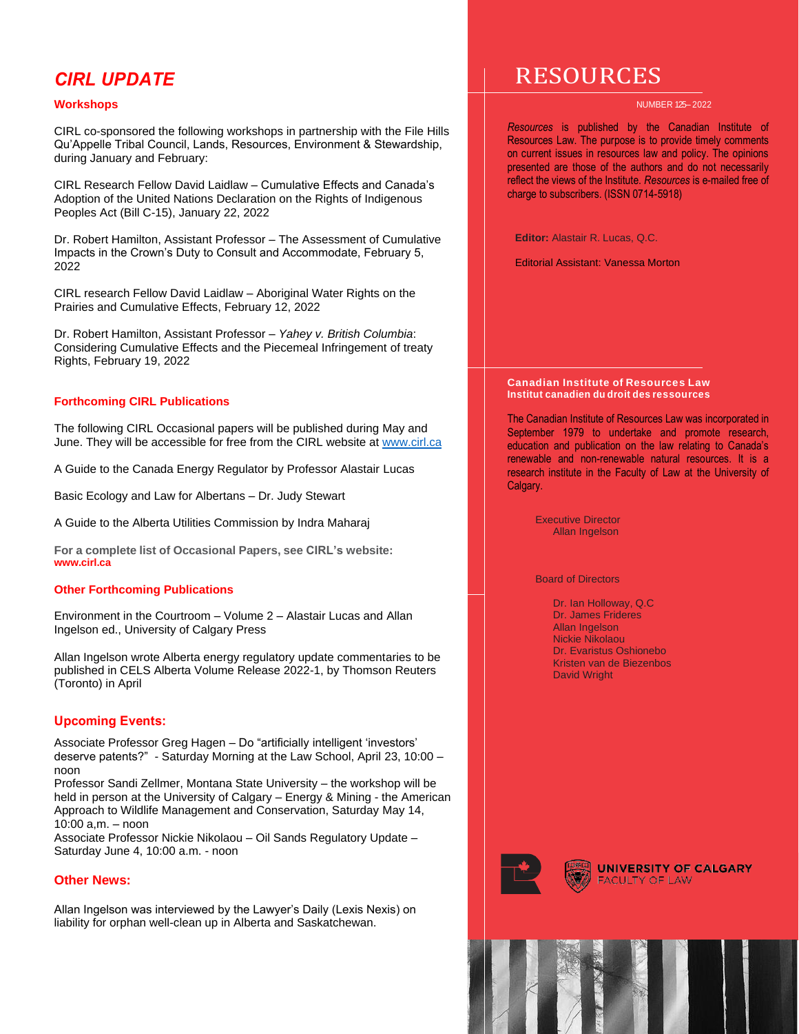# CIRL UPDATE

## Workshops

CIRL co-sponsored the following workshops in partnership with the File Hills Qu'Appelle Tribal Council, Lands, Resources, Environment & Stewardship, during January and February:

CIRL Research Fellow David Laidlaw – Cumulative Effects and Canada's Adoption of the United Nations Declaration on the Rights of Indigenous Peoples Act (Bill C-15), January 22, 2022

Dr. Robert Hamilton, Assistant Professor – The Assessment of Cumulative Impacts in the Crown's Duty to Consult and Accommodate, February 5, 2022

CIRL research Fellow David Laidlaw – Aboriginal Water Rights on the Prairies and Cumulative Effects, February 12, 2022

Dr. Robert Hamilton, Assistant Professor – *Yahey v. British Columbia*: Considering Cumulative Effects and the Piecemeal Infringement of treaty Rights, February 19, 2022

## Forthcoming CIRL Publications

The following CIRL Occasional papers will be published during May and June. They will be accessible for free from the CIRL website at www.cirl.ca

A Guide to the Canada Energy Regulator by Professor Alastair Lucas

Basic Ecology and Law for Albertans – Dr. Judy Stewart

A Guide to the Alberta Utilities Commission by Indra Maharaj

**For a complete list of Occasional Papers, see CIRL's website:**
**www.cirl.ca**

## Other Forthcoming Publications

Environment in the Courtroom – Volume 2 – Alastair Lucas and Allan Ingelson ed., University of Calgary Press

Allan Ingelson wrote Alberta energy regulatory update commentaries to be published in CELS Alberta Volume Release 2022-1, by Thomson Reuters (Toronto) in April

## Upcoming Events:

Associate Professor Greg Hagen – Do "artificially intelligent 'investors' deserve patents?" - Saturday Morning at the Law School, April 23, 10:00 – noon
Professor Sandi Zellmer, Montana State University – the workshop will be held in person at the University of Calgary – Energy & Mining - the American Approach to Wildlife Management and Conservation, Saturday May 14, 10:00 a,m. – noon
Associate Professor Nickie Nikolaou – Oil Sands Regulatory Update – Saturday June 4, 10:00 a.m. - noon

## Other News:

Allan Ingelson was interviewed by the Lawyer's Daily (Lexis Nexis) on liability for orphan well-clean up in Alberta and Saskatchewan.

# RESOURCES

NUMBER 125– 2022

*Resources* is published by the Canadian Institute of Resources Law. The purpose is to provide timely comments on current issues in resources law and policy. The opinions presented are those of the authors and do not necessarily reflect the views of the Institute. *Resources* is e-mailed free of charge to subscribers. (ISSN 0714-5918)

**Editor:** Alastair R. Lucas, Q.C.

Editorial Assistant: Vanessa Morton

**Canadian Institute of Resources Law**
**Institut canadien du droit des ressources**

The Canadian Institute of Resources Law was incorporated in September 1979 to undertake and promote research, education and publication on the law relating to Canada's renewable and non-renewable natural resources. It is a research institute in the Faculty of Law at the University of Calgary.

Executive Director
Allan Ingelson

Board of Directors

Dr. Ian Holloway, Q.C
Dr. James Frideres
Allan Ingelson
Nickie Nikolaou
Dr. Evaristus Oshionebo
Kristen van de Biezenbos
David Wright

UNIVERSITY OF CALGARY
FACULTY OF LAW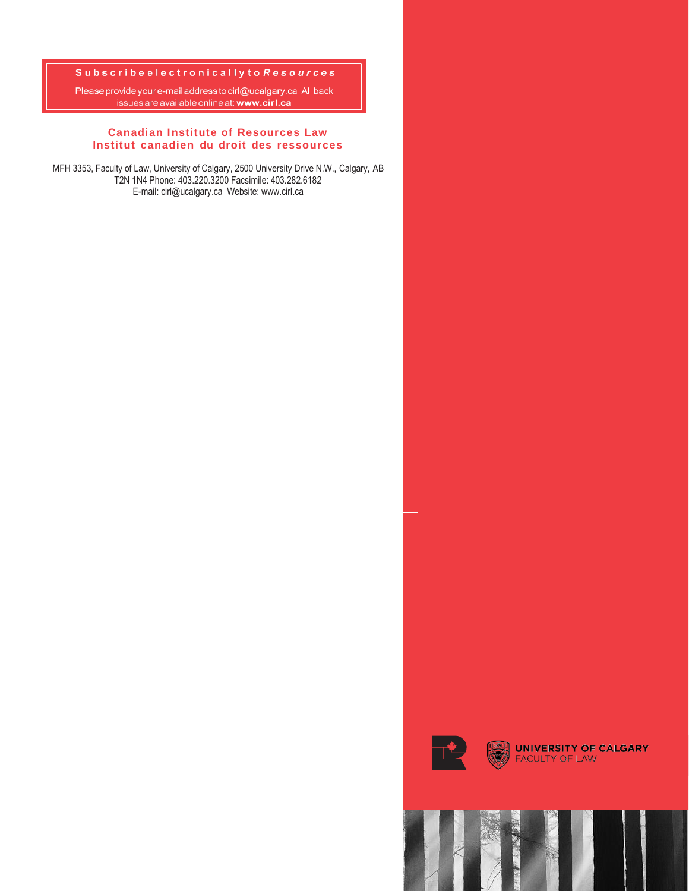**Subscribe electronically to *Resources***

Please provide your e-mail address to cirl@ucalgary.ca All back issues are available online at: **www.cirl.ca**

**Canadian Institute of Resources Law**
**Institut canadien du droit des ressources**

MFH 3353, Faculty of Law, University of Calgary, 2500 University Drive N.W., Calgary, AB T2N 1N4 Phone: 403.220.3200 Facsimile: 403.282.6182
E-mail: cirl@ucalgary.ca Website: www.cirl.ca

UNIVERSITY OF CALGARY
FACULTY OF LAW